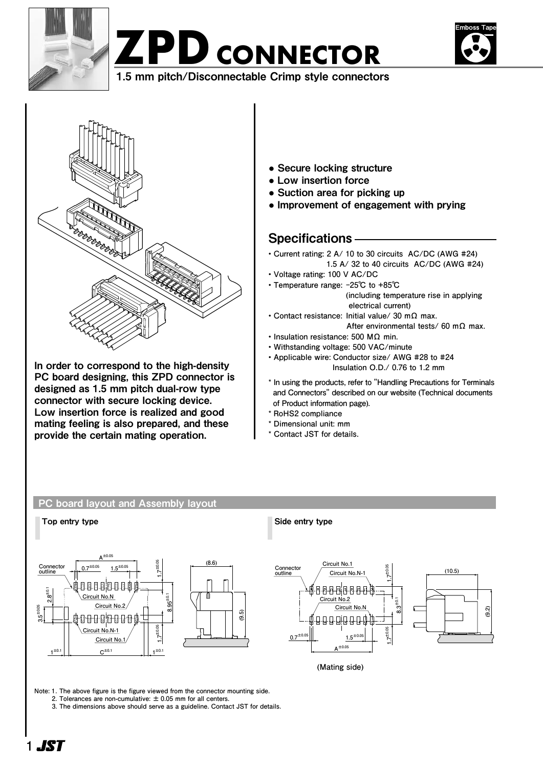# ZPD CONNECTOR

**1.5 mm pitch/Disconnectable Crimp style connectors**

Emboss Tape

**In order to correspond to the high-density PC board designing, this ZPD connector is designed as 1.5 mm pitch dual-row type connector with secure locking device. Low insertion force is realized and good mating feeling is also prepared, and these provide the certain mating operation.**

- **Secure locking structure**
- **Low insertion force**
- **Suction area for picking up**
- **Improvement of engagement with prying**

## Specifications

- Current rating: 2 A/ 10 to 30 circuits AC/DC (AWG #24)
  1.5 A/ 32 to 40 circuits AC/DC (AWG #24)
- Voltage rating: 100 V AC/DC
- Temperature range: −25℃ to +85℃ (including temperature rise in applying electrical current)
- Contact resistance: Initial value/ 30 mΩ max.
  After environmental tests/ 60 mΩ max.
- Insulation resistance: 500 MΩ min.
- Withstanding voltage: 500 VAC/minute
- Applicable wire: Conductor size/ AWG #28 to #24
  Insulation O.D./ 0.76 to 1.2 mm

* In using the products, refer to "Handling Precautions for Terminals and Connectors" described on our website (Technical documents of Product information page).
* RoHS2 compliance
* Dimensional unit: mm
* Contact JST for details.

## PC board layout and Assembly layout

### Top entry type

Connector outline, $A^{\pm0.05}$, $0.7^{\pm0.05}$, $1.5^{\pm0.05}$, $1.7^{\pm0.05}$, $2.8^{\pm0.1}$, $3.5^{\pm0.05}$, $8.95^{\pm0.1}$, $1.7^{\pm0.05}$, $1^{\pm0.1}$, $C^{\pm0.1}$, $1^{\pm0.1}$, Circuit No.N, Circuit No.2, Circuit No.N-1, Circuit No.1, (8.6), (9.5)

### Side entry type

Connector outline, Circuit No.1, Circuit No.N-1, Circuit No.2, Circuit No.N, $1.7^{\pm0.05}$, $8.3^{\pm0.1}$, $1.7^{\pm0.05}$, $0.7^{\pm0.05}$, $1.5^{\pm0.05}$, $A^{\pm0.05}$, (10.5), (9.2)

(Mating side)

Note: 1. The above figure is the figure viewed from the connector mounting side.
2. Tolerances are non-cumulative: ± 0.05 mm for all centers.
3. The dimensions above should serve as a guideline. Contact JST for details.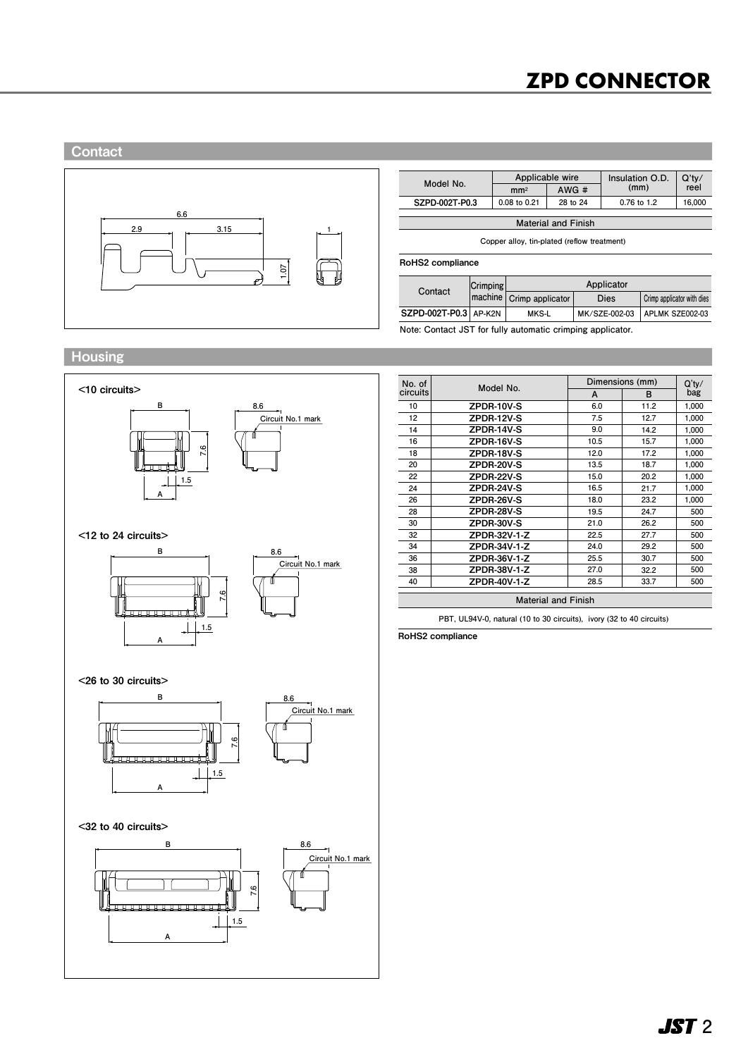# ZPD CONNECTOR

## Contact

| Model No. | Applicable wire | | Insulation O.D. (mm) | Q'ty/ reel |
|---|---|---|---|---|
| | $mm^2$ | AWG # | | |
| SZPD-002T-P0.3 | 0.08 to 0.21 | 28 to 24 | 0.76 to 1.2 | 16,000 |

**Material and Finish**

Copper alloy, tin-plated (reflow treatment)

**RoHS2 compliance**

| Contact | Crimping machine | Applicator | | |
|---|---|---|---|---|
| | | Crimp applicator | Dies | Crimp applicator with dies |
| SZPD-002T-P0.3 | AP-K2N | MKS-L | MK/SZE-002-03 | APLMK SZE002-03 |

Note: Contact JST for fully automatic crimping applicator.

## Housing

<10 circuits>

<12 to 24 circuits>

<26 to 30 circuits>

<32 to 40 circuits>

| No. of circuits | Model No. | Dimensions (mm) | | Q'ty/ bag |
|---|---|---|---|---|
| | | A | B | |
| 10 | ZPDR-10V-S | 6.0 | 11.2 | 1,000 |
| 12 | ZPDR-12V-S | 7.5 | 12.7 | 1,000 |
| 14 | ZPDR-14V-S | 9.0 | 14.2 | 1,000 |
| 16 | ZPDR-16V-S | 10.5 | 15.7 | 1,000 |
| 18 | ZPDR-18V-S | 12.0 | 17.2 | 1,000 |
| 20 | ZPDR-20V-S | 13.5 | 18.7 | 1,000 |
| 22 | ZPDR-22V-S | 15.0 | 20.2 | 1,000 |
| 24 | ZPDR-24V-S | 16.5 | 21.7 | 1,000 |
| 26 | ZPDR-26V-S | 18.0 | 23.2 | 1,000 |
| 28 | ZPDR-28V-S | 19.5 | 24.7 | 500 |
| 30 | ZPDR-30V-S | 21.0 | 26.2 | 500 |
| 32 | ZPDR-32V-1-Z | 22.5 | 27.7 | 500 |
| 34 | ZPDR-34V-1-Z | 24.0 | 29.2 | 500 |
| 36 | ZPDR-36V-1-Z | 25.5 | 30.7 | 500 |
| 38 | ZPDR-38V-1-Z | 27.0 | 32.2 | 500 |
| 40 | ZPDR-40V-1-Z | 28.5 | 33.7 | 500 |

**Material and Finish**

PBT, UL94V-0, natural (10 to 30 circuits), ivory (32 to 40 circuits)

**RoHS2 compliance**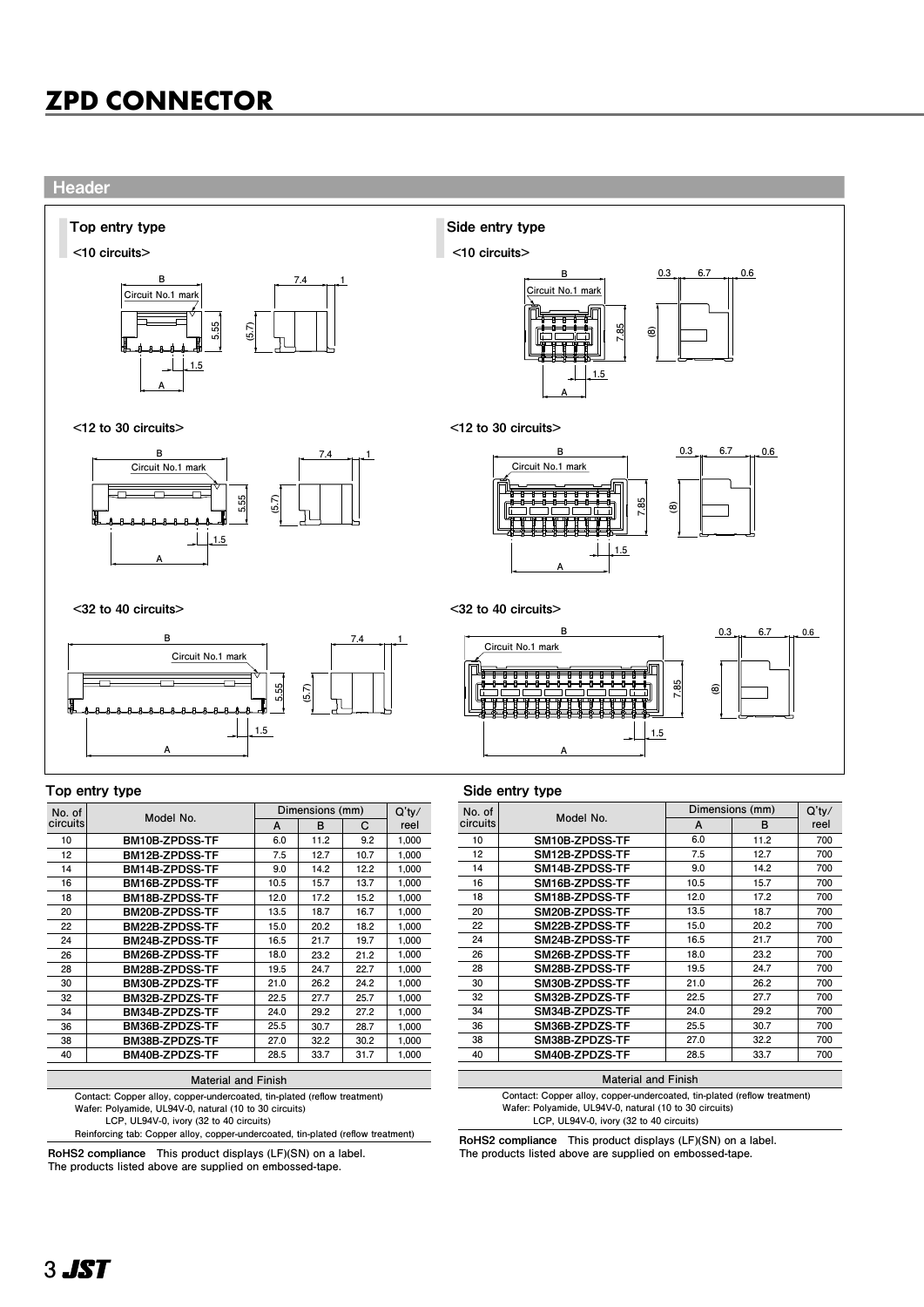# ZPD CONNECTOR

## Header

### Top entry type

<10 circuits>

<12 to 30 circuits>

<32 to 40 circuits>

### Side entry type

<10 circuits>

<12 to 30 circuits>

<32 to 40 circuits>

### Top entry type

| No. of circuits | Model No. | Dimensions (mm) | | | Q'ty/ reel |
|---|---|---|---|---|---|
| | | A | B | C | |
| 10 | **BM10B-ZPDSS-TF** | 6.0 | 11.2 | 9.2 | 1,000 |
| 12 | **BM12B-ZPDSS-TF** | 7.5 | 12.7 | 10.7 | 1,000 |
| 14 | **BM14B-ZPDSS-TF** | 9.0 | 14.2 | 12.2 | 1,000 |
| 16 | **BM16B-ZPDSS-TF** | 10.5 | 15.7 | 13.7 | 1,000 |
| 18 | **BM18B-ZPDSS-TF** | 12.0 | 17.2 | 15.2 | 1,000 |
| 20 | **BM20B-ZPDSS-TF** | 13.5 | 18.7 | 16.7 | 1,000 |
| 22 | **BM22B-ZPDSS-TF** | 15.0 | 20.2 | 18.2 | 1,000 |
| 24 | **BM24B-ZPDSS-TF** | 16.5 | 21.7 | 19.7 | 1,000 |
| 26 | **BM26B-ZPDSS-TF** | 18.0 | 23.2 | 21.2 | 1,000 |
| 28 | **BM28B-ZPDSS-TF** | 19.5 | 24.7 | 22.7 | 1,000 |
| 30 | **BM30B-ZPDSS-TF** | 21.0 | 26.2 | 24.2 | 1,000 |
| 32 | **BM32B-ZPDZS-TF** | 22.5 | 27.7 | 25.7 | 1,000 |
| 34 | **BM34B-ZPDZS-TF** | 24.0 | 29.2 | 27.2 | 1,000 |
| 36 | **BM36B-ZPDZS-TF** | 25.5 | 30.7 | 28.7 | 1,000 |
| 38 | **BM38B-ZPDZS-TF** | 27.0 | 32.2 | 30.2 | 1,000 |
| 40 | **BM40B-ZPDZS-TF** | 28.5 | 33.7 | 31.7 | 1,000 |

**Material and Finish**

Contact: Copper alloy, copper-undercoated, tin-plated (reflow treatment)
Wafer: Polyamide, UL94V-0, natural (10 to 30 circuits)
LCP, UL94V-0, ivory (32 to 40 circuits)
Reinforcing tab: Copper alloy, copper-undercoated, tin-plated (reflow treatment)

**RoHS2 compliance** This product displays (LF)(SN) on a label.
The products listed above are supplied on embossed-tape.

### Side entry type

| No. of circuits | Model No. | Dimensions (mm) | | Q'ty/ reel |
|---|---|---|---|---|
| | | A | B | |
| 10 | **SM10B-ZPDSS-TF** | 6.0 | 11.2 | 700 |
| 12 | **SM12B-ZPDSS-TF** | 7.5 | 12.7 | 700 |
| 14 | **SM14B-ZPDSS-TF** | 9.0 | 14.2 | 700 |
| 16 | **SM16B-ZPDSS-TF** | 10.5 | 15.7 | 700 |
| 18 | **SM18B-ZPDSS-TF** | 12.0 | 17.2 | 700 |
| 20 | **SM20B-ZPDSS-TF** | 13.5 | 18.7 | 700 |
| 22 | **SM22B-ZPDSS-TF** | 15.0 | 20.2 | 700 |
| 24 | **SM24B-ZPDSS-TF** | 16.5 | 21.7 | 700 |
| 26 | **SM26B-ZPDSS-TF** | 18.0 | 23.2 | 700 |
| 28 | **SM28B-ZPDSS-TF** | 19.5 | 24.7 | 700 |
| 30 | **SM30B-ZPDSS-TF** | 21.0 | 26.2 | 700 |
| 32 | **SM32B-ZPDZS-TF** | 22.5 | 27.7 | 700 |
| 34 | **SM34B-ZPDZS-TF** | 24.0 | 29.2 | 700 |
| 36 | **SM36B-ZPDZS-TF** | 25.5 | 30.7 | 700 |
| 38 | **SM38B-ZPDZS-TF** | 27.0 | 32.2 | 700 |
| 40 | **SM40B-ZPDZS-TF** | 28.5 | 33.7 | 700 |

**Material and Finish**

Contact: Copper alloy, copper-undercoated, tin-plated (reflow treatment)
Wafer: Polyamide, UL94V-0, natural (10 to 30 circuits)
LCP, UL94V-0, ivory (32 to 40 circuits)

**RoHS2 compliance** This product displays (LF)(SN) on a label.
The products listed above are supplied on embossed-tape.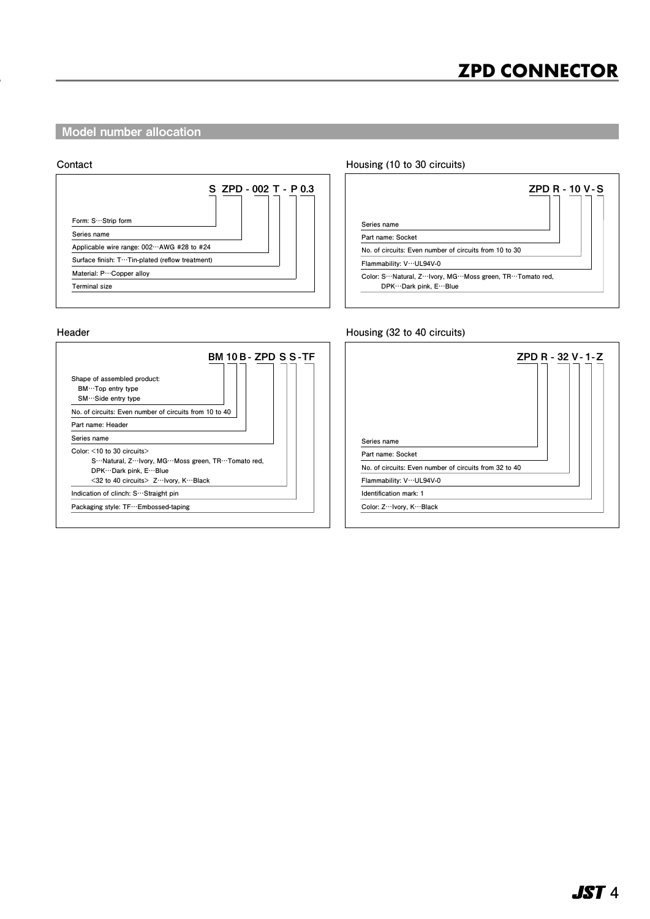## Model number allocation

### Contact

**S ZPD - 002 T - P 0.3**

- Form: S···Strip form
- Series name
- Applicable wire range: 002···AWG #28 to #24
- Surface finish: T···Tin-plated (reflow treatment)
- Material: P···Copper alloy
- Terminal size

### Housing (10 to 30 circuits)

**ZPD R - 10 V - S**

- Series name
- Part name: Socket
- No. of circuits: Even number of circuits from 10 to 30
- Flammability: V···UL94V-0
- Color: S···Natural, Z···Ivory, MG···Moss green, TR···Tomato red, DPK···Dark pink, E···Blue

### Header

**BM 10 B - ZPD S S - TF**

- Shape of assembled product:
  - BM···Top entry type
  - SM···Side entry type
- No. of circuits: Even number of circuits from 10 to 40
- Part name: Header
- Series name
- Color: <10 to 30 circuits>
  - S···Natural, Z···Ivory, MG···Moss green, TR···Tomato red, DPK···Dark pink, E···Blue
  - <32 to 40 circuits> Z···Ivory, K···Black
- Indication of clinch: S···Straight pin
- Packaging style: TF···Embossed-taping

### Housing (32 to 40 circuits)

**ZPD R - 32 V - 1 - Z**

- Series name
- Part name: Socket
- No. of circuits: Even number of circuits from 32 to 40
- Flammability: V···UL94V-0
- Identification mark: 1
- Color: Z···Ivory, K···Black